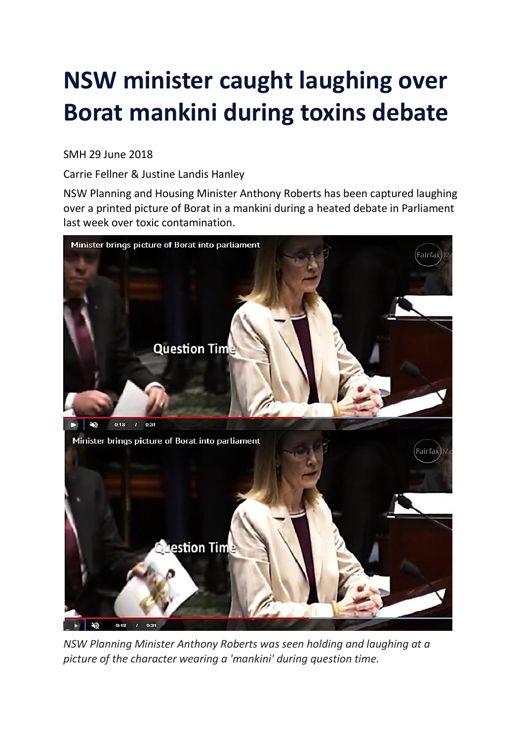# NSW minister caught laughing over Borat mankini during toxins debate

SMH 29 June 2018

Carrie Fellner & Justine Landis Hanley

NSW Planning and Housing Minister Anthony Roberts has been captured laughing over a printed picture of Borat in a mankini during a heated debate in Parliament last week over toxic contamination.

*NSW Planning Minister Anthony Roberts was seen holding and laughing at a picture of the character wearing a 'mankini' during question time.*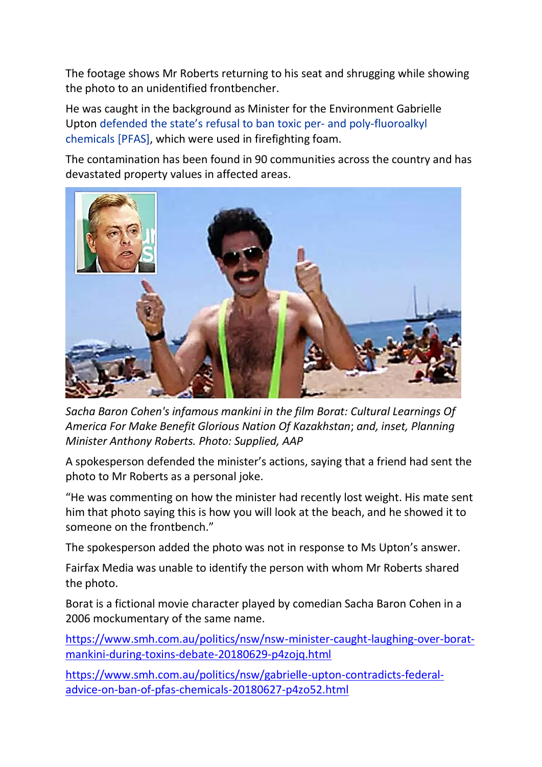The footage shows Mr Roberts returning to his seat and shrugging while showing the photo to an unidentified frontbencher.

He was caught in the background as Minister for the Environment Gabrielle Upton defended the state's refusal to ban toxic per- and poly-fluoroalkyl chemicals [PFAS], which were used in firefighting foam.

The contamination has been found in 90 communities across the country and has devastated property values in affected areas.

*Sacha Baron Cohen's infamous mankini in the film Borat: Cultural Learnings Of America For Make Benefit Glorious Nation Of Kazakhstan; and, inset, Planning Minister Anthony Roberts. Photo: Supplied, AAP*

A spokesperson defended the minister's actions, saying that a friend had sent the photo to Mr Roberts as a personal joke.

"He was commenting on how the minister had recently lost weight. His mate sent him that photo saying this is how you will look at the beach, and he showed it to someone on the frontbench."

The spokesperson added the photo was not in response to Ms Upton's answer.

Fairfax Media was unable to identify the person with whom Mr Roberts shared the photo.

Borat is a fictional movie character played by comedian Sacha Baron Cohen in a 2006 mockumentary of the same name.

https://www.smh.com.au/politics/nsw/nsw-minister-caught-laughing-over-borat-mankini-during-toxins-debate-20180629-p4zojq.html

https://www.smh.com.au/politics/nsw/gabrielle-upton-contradicts-federal-advice-on-ban-of-pfas-chemicals-20180627-p4zo52.html